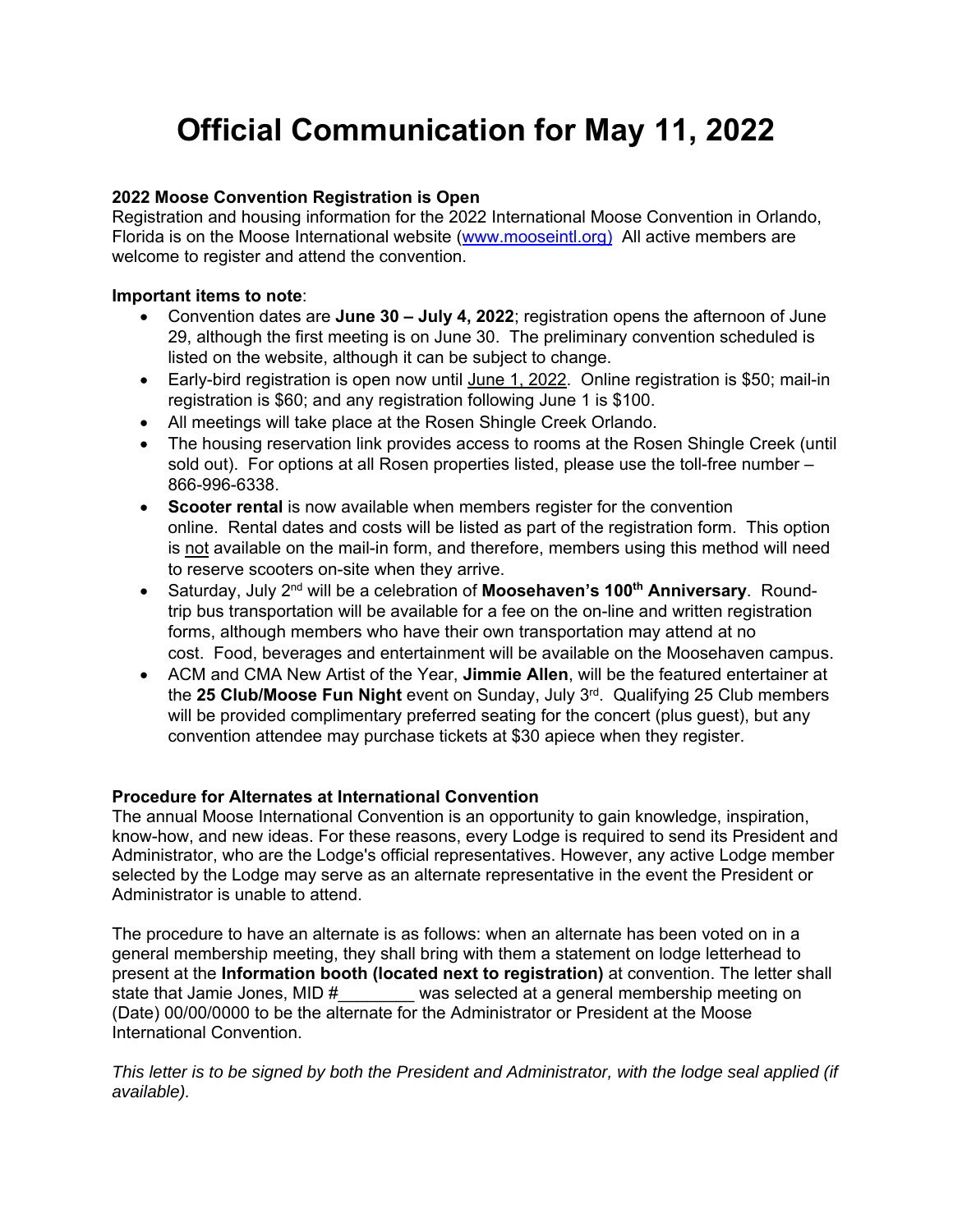# Official Communication for May 11, 2022

**2022 Moose Convention Registration is Open**
Registration and housing information for the 2022 International Moose Convention in Orlando, Florida is on the Moose International website (www.mooseintl.org) All active members are welcome to register and attend the convention.

**Important items to note**:

- Convention dates are **June 30 – July 4, 2022**; registration opens the afternoon of June 29, although the first meeting is on June 30. The preliminary convention scheduled is listed on the website, although it can be subject to change.
- Early-bird registration is open now until June 1, 2022. Online registration is $50; mail-in registration is $60; and any registration following June 1 is $100.
- All meetings will take place at the Rosen Shingle Creek Orlando.
- The housing reservation link provides access to rooms at the Rosen Shingle Creek (until sold out). For options at all Rosen properties listed, please use the toll-free number – 866-996-6338.
- **Scooter rental** is now available when members register for the convention online. Rental dates and costs will be listed as part of the registration form. This option is not available on the mail-in form, and therefore, members using this method will need to reserve scooters on-site when they arrive.
- Saturday, July 2nd will be a celebration of **Moosehaven's 100th Anniversary**. Round-trip bus transportation will be available for a fee on the on-line and written registration forms, although members who have their own transportation may attend at no cost. Food, beverages and entertainment will be available on the Moosehaven campus.
- ACM and CMA New Artist of the Year, **Jimmie Allen**, will be the featured entertainer at the **25 Club/Moose Fun Night** event on Sunday, July 3rd. Qualifying 25 Club members will be provided complimentary preferred seating for the concert (plus guest), but any convention attendee may purchase tickets at $30 apiece when they register.

**Procedure for Alternates at International Convention**
The annual Moose International Convention is an opportunity to gain knowledge, inspiration, know-how, and new ideas. For these reasons, every Lodge is required to send its President and Administrator, who are the Lodge's official representatives. However, any active Lodge member selected by the Lodge may serve as an alternate representative in the event the President or Administrator is unable to attend.

The procedure to have an alternate is as follows: when an alternate has been voted on in a general membership meeting, they shall bring with them a statement on lodge letterhead to present at the **Information booth (located next to registration)** at convention. The letter shall state that Jamie Jones, MID #________ was selected at a general membership meeting on (Date) 00/00/0000 to be the alternate for the Administrator or President at the Moose International Convention.

*This letter is to be signed by both the President and Administrator, with the lodge seal applied (if available).*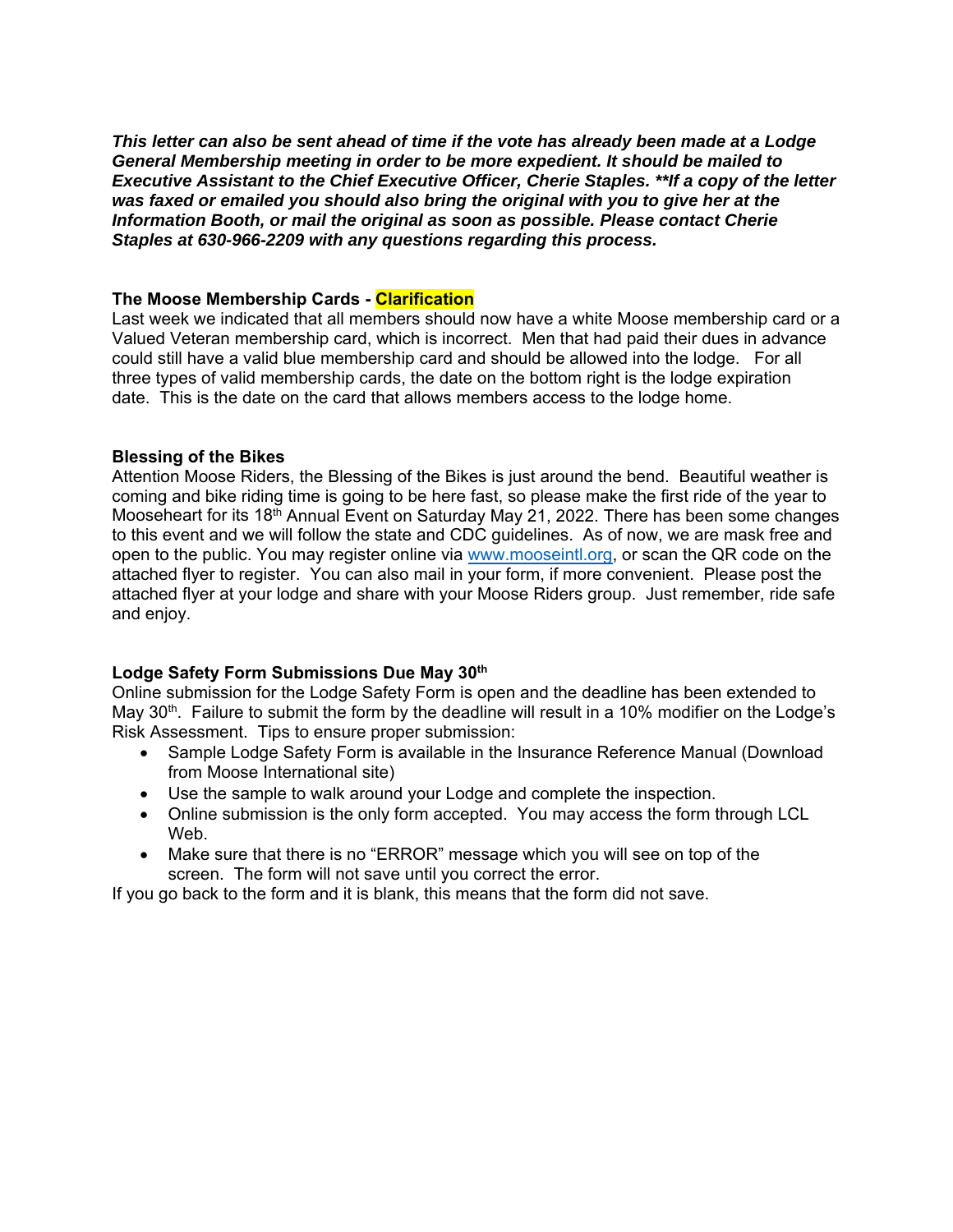***This letter can also be sent ahead of time if the vote has already been made at a Lodge General Membership meeting in order to be more expedient. It should be mailed to Executive Assistant to the Chief Executive Officer, Cherie Staples. **If a copy of the letter was faxed or emailed you should also bring the original with you to give her at the Information Booth, or mail the original as soon as possible. Please contact Cherie Staples at 630-966-2209 with any questions regarding this process.***

**The Moose Membership Cards - Clarification**

Last week we indicated that all members should now have a white Moose membership card or a Valued Veteran membership card, which is incorrect. Men that had paid their dues in advance could still have a valid blue membership card and should be allowed into the lodge. For all three types of valid membership cards, the date on the bottom right is the lodge expiration date. This is the date on the card that allows members access to the lodge home.

**Blessing of the Bikes**

Attention Moose Riders, the Blessing of the Bikes is just around the bend. Beautiful weather is coming and bike riding time is going to be here fast, so please make the first ride of the year to Mooseheart for its 18th Annual Event on Saturday May 21, 2022. There has been some changes to this event and we will follow the state and CDC guidelines. As of now, we are mask free and open to the public. You may register online via www.mooseintl.org, or scan the QR code on the attached flyer to register. You can also mail in your form, if more convenient. Please post the attached flyer at your lodge and share with your Moose Riders group. Just remember, ride safe and enjoy.

**Lodge Safety Form Submissions Due May 30th**

Online submission for the Lodge Safety Form is open and the deadline has been extended to May 30th. Failure to submit the form by the deadline will result in a 10% modifier on the Lodge's Risk Assessment. Tips to ensure proper submission:

- Sample Lodge Safety Form is available in the Insurance Reference Manual (Download from Moose International site)
- Use the sample to walk around your Lodge and complete the inspection.
- Online submission is the only form accepted. You may access the form through LCL Web.
- Make sure that there is no "ERROR" message which you will see on top of the screen. The form will not save until you correct the error.

If you go back to the form and it is blank, this means that the form did not save.